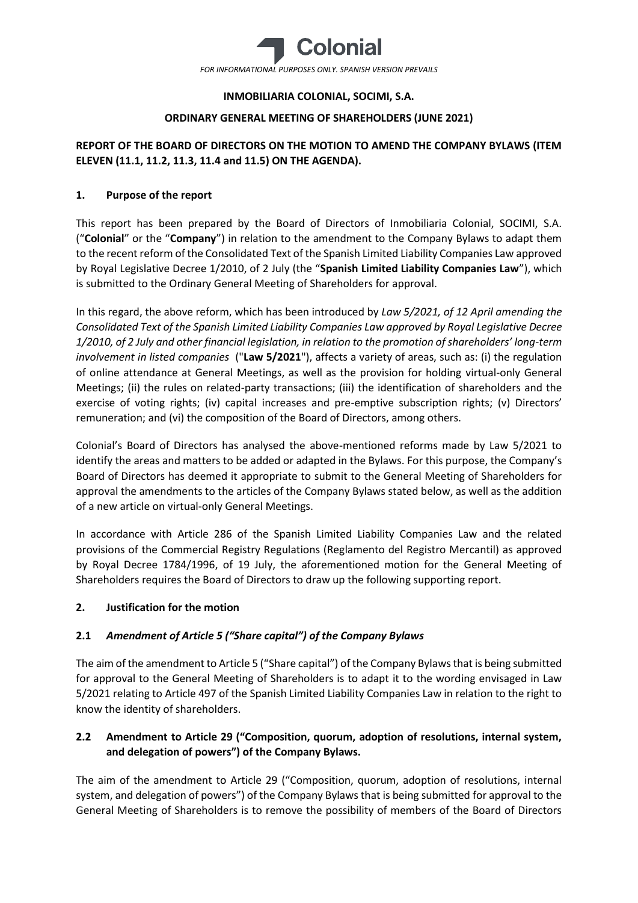FOR INFORMATIONAL PURPOSES ONLY. SPANISH VERSION PREVAILS

**INMOBILIARIA COLONIAL, SOCIMI, S.A.**

**ORDINARY GENERAL MEETING OF SHAREHOLDERS (JUNE 2021)**

**REPORT OF THE BOARD OF DIRECTORS ON THE MOTION TO AMEND THE COMPANY BYLAWS (ITEM ELEVEN (11.1, 11.2, 11.3, 11.4 and 11.5) ON THE AGENDA).**

## 1. Purpose of the report

This report has been prepared by the Board of Directors of Inmobiliaria Colonial, SOCIMI, S.A. ("**Colonial**" or the "**Company**") in relation to the amendment to the Company Bylaws to adapt them to the recent reform of the Consolidated Text of the Spanish Limited Liability Companies Law approved by Royal Legislative Decree 1/2010, of 2 July (the "**Spanish Limited Liability Companies Law**"), which is submitted to the Ordinary General Meeting of Shareholders for approval.

In this regard, the above reform, which has been introduced by *Law 5/2021, of 12 April amending the Consolidated Text of the Spanish Limited Liability Companies Law approved by Royal Legislative Decree 1/2010, of 2 July and other financial legislation, in relation to the promotion of shareholders' long-term involvement in listed companies* ("**Law 5/2021**"), affects a variety of areas, such as: (i) the regulation of online attendance at General Meetings, as well as the provision for holding virtual-only General Meetings; (ii) the rules on related-party transactions; (iii) the identification of shareholders and the exercise of voting rights; (iv) capital increases and pre-emptive subscription rights; (v) Directors' remuneration; and (vi) the composition of the Board of Directors, among others.

Colonial's Board of Directors has analysed the above-mentioned reforms made by Law 5/2021 to identify the areas and matters to be added or adapted in the Bylaws. For this purpose, the Company's Board of Directors has deemed it appropriate to submit to the General Meeting of Shareholders for approval the amendments to the articles of the Company Bylaws stated below, as well as the addition of a new article on virtual-only General Meetings.

In accordance with Article 286 of the Spanish Limited Liability Companies Law and the related provisions of the Commercial Registry Regulations (Reglamento del Registro Mercantil) as approved by Royal Decree 1784/1996, of 19 July, the aforementioned motion for the General Meeting of Shareholders requires the Board of Directors to draw up the following supporting report.

## 2. Justification for the motion

### 2.1 *Amendment of Article 5 ("Share capital") of the Company Bylaws*

The aim of the amendment to Article 5 ("Share capital") of the Company Bylaws that is being submitted for approval to the General Meeting of Shareholders is to adapt it to the wording envisaged in Law 5/2021 relating to Article 497 of the Spanish Limited Liability Companies Law in relation to the right to know the identity of shareholders.

### 2.2 Amendment to Article 29 ("Composition, quorum, adoption of resolutions, internal system, and delegation of powers") of the Company Bylaws.

The aim of the amendment to Article 29 ("Composition, quorum, adoption of resolutions, internal system, and delegation of powers") of the Company Bylaws that is being submitted for approval to the General Meeting of Shareholders is to remove the possibility of members of the Board of Directors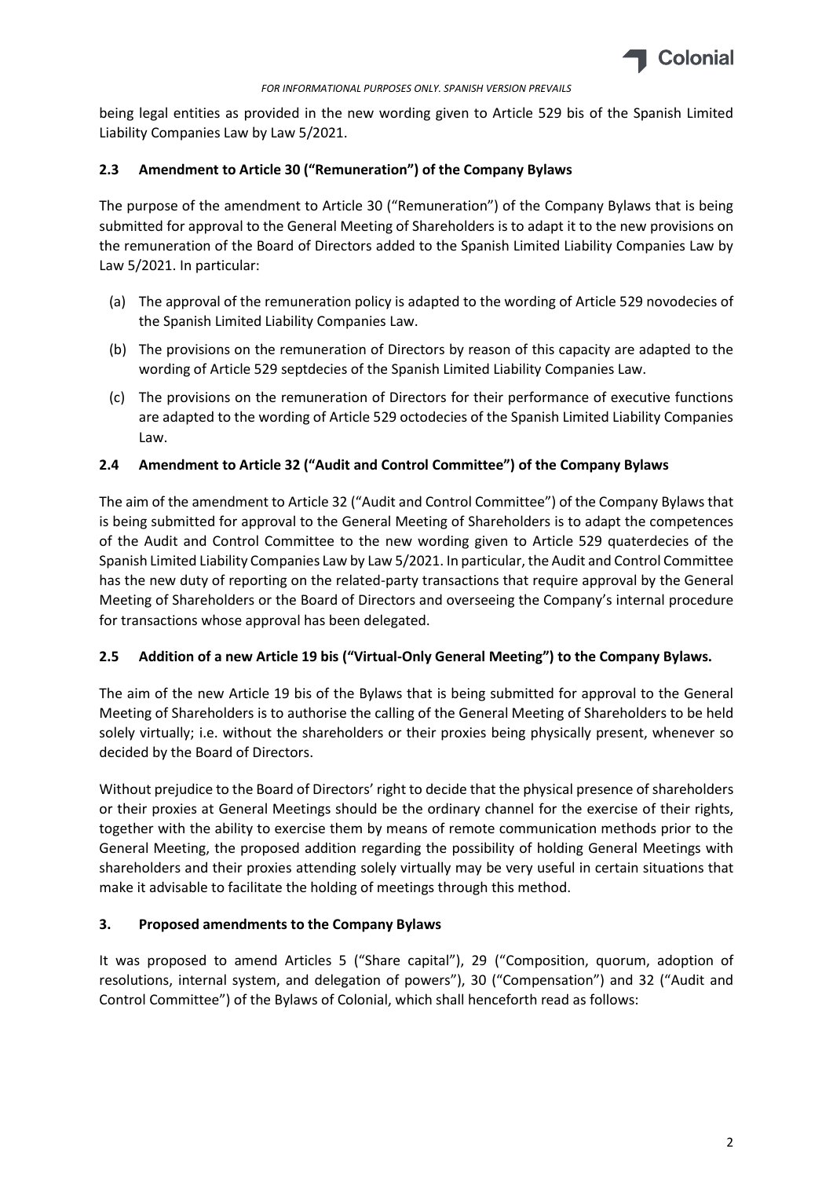being legal entities as provided in the new wording given to Article 529 bis of the Spanish Limited Liability Companies Law by Law 5/2021.

### 2.3 Amendment to Article 30 ("Remuneration") of the Company Bylaws

The purpose of the amendment to Article 30 ("Remuneration") of the Company Bylaws that is being submitted for approval to the General Meeting of Shareholders is to adapt it to the new provisions on the remuneration of the Board of Directors added to the Spanish Limited Liability Companies Law by Law 5/2021. In particular:

(a) The approval of the remuneration policy is adapted to the wording of Article 529 novodecies of the Spanish Limited Liability Companies Law.

(b) The provisions on the remuneration of Directors by reason of this capacity are adapted to the wording of Article 529 septdecies of the Spanish Limited Liability Companies Law.

(c) The provisions on the remuneration of Directors for their performance of executive functions are adapted to the wording of Article 529 octodecies of the Spanish Limited Liability Companies Law.

### 2.4 Amendment to Article 32 ("Audit and Control Committee") of the Company Bylaws

The aim of the amendment to Article 32 ("Audit and Control Committee") of the Company Bylaws that is being submitted for approval to the General Meeting of Shareholders is to adapt the competences of the Audit and Control Committee to the new wording given to Article 529 quaterdecies of the Spanish Limited Liability Companies Law by Law 5/2021. In particular, the Audit and Control Committee has the new duty of reporting on the related-party transactions that require approval by the General Meeting of Shareholders or the Board of Directors and overseeing the Company's internal procedure for transactions whose approval has been delegated.

### 2.5 Addition of a new Article 19 bis ("Virtual-Only General Meeting") to the Company Bylaws.

The aim of the new Article 19 bis of the Bylaws that is being submitted for approval to the General Meeting of Shareholders is to authorise the calling of the General Meeting of Shareholders to be held solely virtually; i.e. without the shareholders or their proxies being physically present, whenever so decided by the Board of Directors.

Without prejudice to the Board of Directors' right to decide that the physical presence of shareholders or their proxies at General Meetings should be the ordinary channel for the exercise of their rights, together with the ability to exercise them by means of remote communication methods prior to the General Meeting, the proposed addition regarding the possibility of holding General Meetings with shareholders and their proxies attending solely virtually may be very useful in certain situations that make it advisable to facilitate the holding of meetings through this method.

## 3. Proposed amendments to the Company Bylaws

It was proposed to amend Articles 5 ("Share capital"), 29 ("Composition, quorum, adoption of resolutions, internal system, and delegation of powers"), 30 ("Compensation") and 32 ("Audit and Control Committee") of the Bylaws of Colonial, which shall henceforth read as follows: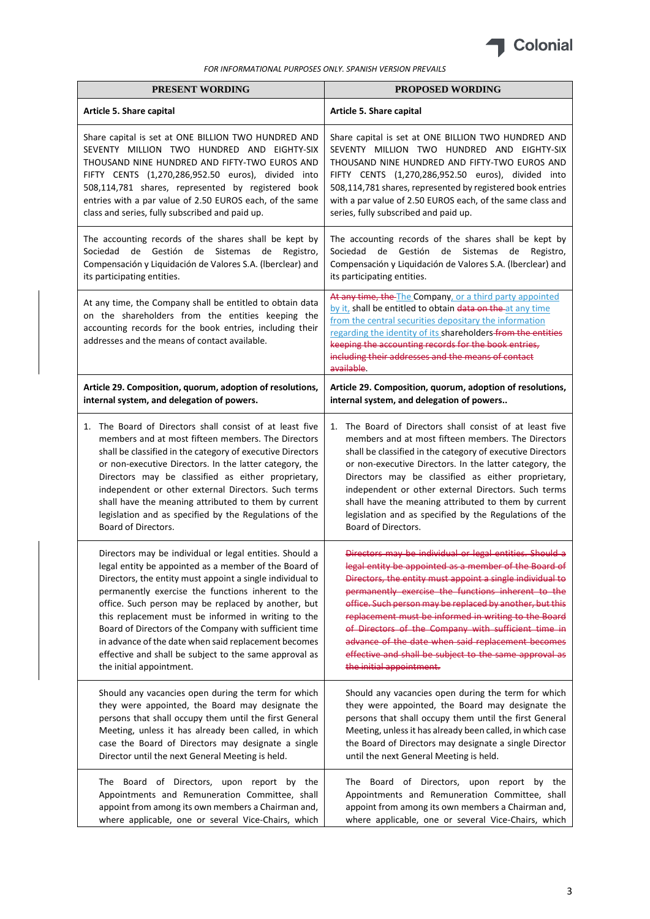FOR INFORMATIONAL PURPOSES ONLY. SPANISH VERSION PREVAILS

| PRESENT WORDING | PROPOSED WORDING |
| --- | --- |
| **Article 5. Share capital** | **Article 5. Share capital** |
| Share capital is set at ONE BILLION TWO HUNDRED AND SEVENTY MILLION TWO HUNDRED AND EIGHTY-SIX THOUSAND NINE HUNDRED AND FIFTY-TWO EUROS AND FIFTY CENTS (1,270,286,952.50 euros), divided into 508,114,781 shares, represented by registered book entries with a par value of 2.50 EUROS each, of the same class and series, fully subscribed and paid up. | Share capital is set at ONE BILLION TWO HUNDRED AND SEVENTY MILLION TWO HUNDRED AND EIGHTY-SIX THOUSAND NINE HUNDRED AND FIFTY-TWO EUROS AND FIFTY CENTS (1,270,286,952.50 euros), divided into 508,114,781 shares, represented by registered book entries with a par value of 2.50 EUROS each, of the same class and series, fully subscribed and paid up. |
| The accounting records of the shares shall be kept by Sociedad de Gestión de Sistemas de Registro, Compensación y Liquidación de Valores S.A. (Iberclear) and its participating entities. | The accounting records of the shares shall be kept by Sociedad de Gestión de Sistemas de Registro, Compensación y Liquidación de Valores S.A. (Iberclear) and its participating entities. |
| At any time, the Company shall be entitled to obtain data on the shareholders from the entities keeping the accounting records for the book entries, including their addresses and the means of contact available. | ~~At any time, the~~ The Company, or a third party appointed by it, shall be entitled to obtain ~~data on the~~ at any time from the central securities depositary the information regarding the identity of its shareholders ~~from the entities keeping the accounting records for the book entries, including their addresses and the means of contact available~~. |
| **Article 29. Composition, quorum, adoption of resolutions, internal system, and delegation of powers.** | **Article 29. Composition, quorum, adoption of resolutions, internal system, and delegation of powers..** |
| 1. The Board of Directors shall consist of at least five members and at most fifteen members. The Directors shall be classified in the category of executive Directors or non-executive Directors. In the latter category, the Directors may be classified as either proprietary, independent or other external Directors. Such terms shall have the meaning attributed to them by current legislation and as specified by the Regulations of the Board of Directors. | 1. The Board of Directors shall consist of at least five members and at most fifteen members. The Directors shall be classified in the category of executive Directors or non-executive Directors. In the latter category, the Directors may be classified as either proprietary, independent or other external Directors. Such terms shall have the meaning attributed to them by current legislation and as specified by the Regulations of the Board of Directors. |
| Directors may be individual or legal entities. Should a legal entity be appointed as a member of the Board of Directors, the entity must appoint a single individual to permanently exercise the functions inherent to the office. Such person may be replaced by another, but this replacement must be informed in writing to the Board of Directors of the Company with sufficient time in advance of the date when said replacement becomes effective and shall be subject to the same approval as the initial appointment. | ~~Directors may be individual or legal entities. Should a legal entity be appointed as a member of the Board of Directors, the entity must appoint a single individual to permanently exercise the functions inherent to the office. Such person may be replaced by another, but this replacement must be informed in writing to the Board of Directors of the Company with sufficient time in advance of the date when said replacement becomes effective and shall be subject to the same approval as the initial appointment.~~ |
| Should any vacancies open during the term for which they were appointed, the Board may designate the persons that shall occupy them until the first General Meeting, unless it has already been called, in which case the Board of Directors may designate a single Director until the next General Meeting is held. | Should any vacancies open during the term for which they were appointed, the Board may designate the persons that shall occupy them until the first General Meeting, unless it has already been called, in which case the Board of Directors may designate a single Director until the next General Meeting is held. |
| The Board of Directors, upon report by the Appointments and Remuneration Committee, shall appoint from among its own members a Chairman and, where applicable, one or several Vice-Chairs, which | The Board of Directors, upon report by the Appointments and Remuneration Committee, shall appoint from among its own members a Chairman and, where applicable, one or several Vice-Chairs, which |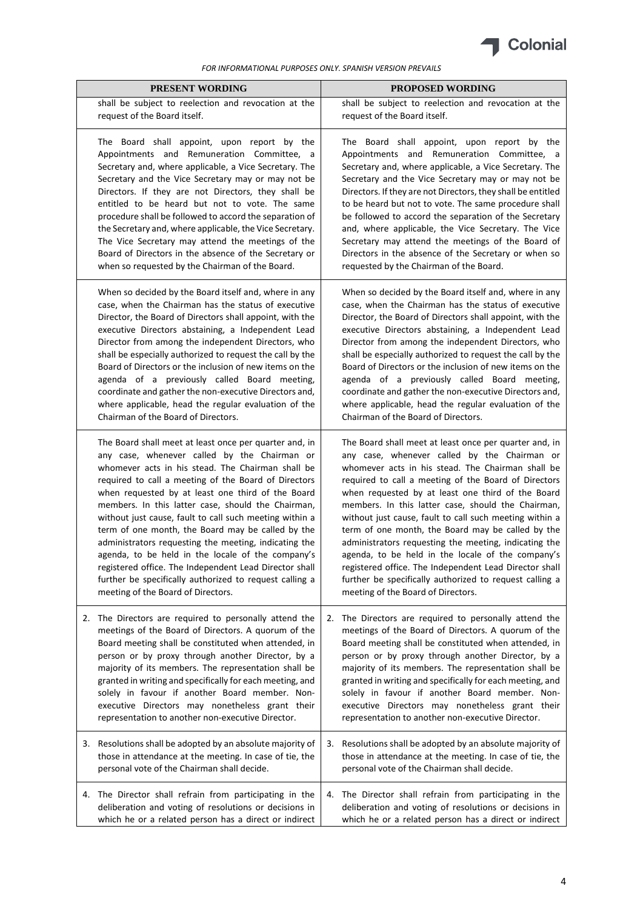FOR INFORMATIONAL PURPOSES ONLY. SPANISH VERSION PREVAILS

| PRESENT WORDING | PROPOSED WORDING |
|---|---|
| shall be subject to reelection and revocation at the request of the Board itself. | shall be subject to reelection and revocation at the request of the Board itself. |
| The Board shall appoint, upon report by the Appointments and Remuneration Committee, a Secretary and, where applicable, a Vice Secretary. The Secretary and the Vice Secretary may or may not be Directors. If they are not Directors, they shall be entitled to be heard but not to vote. The same procedure shall be followed to accord the separation of the Secretary and, where applicable, the Vice Secretary. The Vice Secretary may attend the meetings of the Board of Directors in the absence of the Secretary or when so requested by the Chairman of the Board. | The Board shall appoint, upon report by the Appointments and Remuneration Committee, a Secretary and, where applicable, a Vice Secretary. The Secretary and the Vice Secretary may or may not be Directors. If they are not Directors, they shall be entitled to be heard but not to vote. The same procedure shall be followed to accord the separation of the Secretary and, where applicable, the Vice Secretary. The Vice Secretary may attend the meetings of the Board of Directors in the absence of the Secretary or when so requested by the Chairman of the Board. |
| When so decided by the Board itself and, where in any case, when the Chairman has the status of executive Director, the Board of Directors shall appoint, with the executive Directors abstaining, a Independent Lead Director from among the independent Directors, who shall be especially authorized to request the call by the Board of Directors or the inclusion of new items on the agenda of a previously called Board meeting, coordinate and gather the non-executive Directors and, where applicable, head the regular evaluation of the Chairman of the Board of Directors. | When so decided by the Board itself and, where in any case, when the Chairman has the status of executive Director, the Board of Directors shall appoint, with the executive Directors abstaining, a Independent Lead Director from among the independent Directors, who shall be especially authorized to request the call by the Board of Directors or the inclusion of new items on the agenda of a previously called Board meeting, coordinate and gather the non-executive Directors and, where applicable, head the regular evaluation of the Chairman of the Board of Directors. |
| The Board shall meet at least once per quarter and, in any case, whenever called by the Chairman or whomever acts in his stead. The Chairman shall be required to call a meeting of the Board of Directors when requested by at least one third of the Board members. In this latter case, should the Chairman, without just cause, fault to call such meeting within a term of one month, the Board may be called by the administrators requesting the meeting, indicating the agenda, to be held in the locale of the company's registered office. The Independent Lead Director shall further be specifically authorized to request calling a meeting of the Board of Directors. | The Board shall meet at least once per quarter and, in any case, whenever called by the Chairman or whomever acts in his stead. The Chairman shall be required to call a meeting of the Board of Directors when requested by at least one third of the Board members. In this latter case, should the Chairman, without just cause, fault to call such meeting within a term of one month, the Board may be called by the administrators requesting the meeting, indicating the agenda, to be held in the locale of the company's registered office. The Independent Lead Director shall further be specifically authorized to request calling a meeting of the Board of Directors. |
| 2. The Directors are required to personally attend the meetings of the Board of Directors. A quorum of the Board meeting shall be constituted when attended, in person or by proxy through another Director, by a majority of its members. The representation shall be granted in writing and specifically for each meeting, and solely in favour if another Board member. Non-executive Directors may nonetheless grant their representation to another non-executive Director. | 2. The Directors are required to personally attend the meetings of the Board of Directors. A quorum of the Board meeting shall be constituted when attended, in person or by proxy through another Director, by a majority of its members. The representation shall be granted in writing and specifically for each meeting, and solely in favour if another Board member. Non-executive Directors may nonetheless grant their representation to another non-executive Director. |
| 3. Resolutions shall be adopted by an absolute majority of those in attendance at the meeting. In case of tie, the personal vote of the Chairman shall decide. | 3. Resolutions shall be adopted by an absolute majority of those in attendance at the meeting. In case of tie, the personal vote of the Chairman shall decide. |
| 4. The Director shall refrain from participating in the deliberation and voting of resolutions or decisions in which he or a related person has a direct or indirect | 4. The Director shall refrain from participating in the deliberation and voting of resolutions or decisions in which he or a related person has a direct or indirect |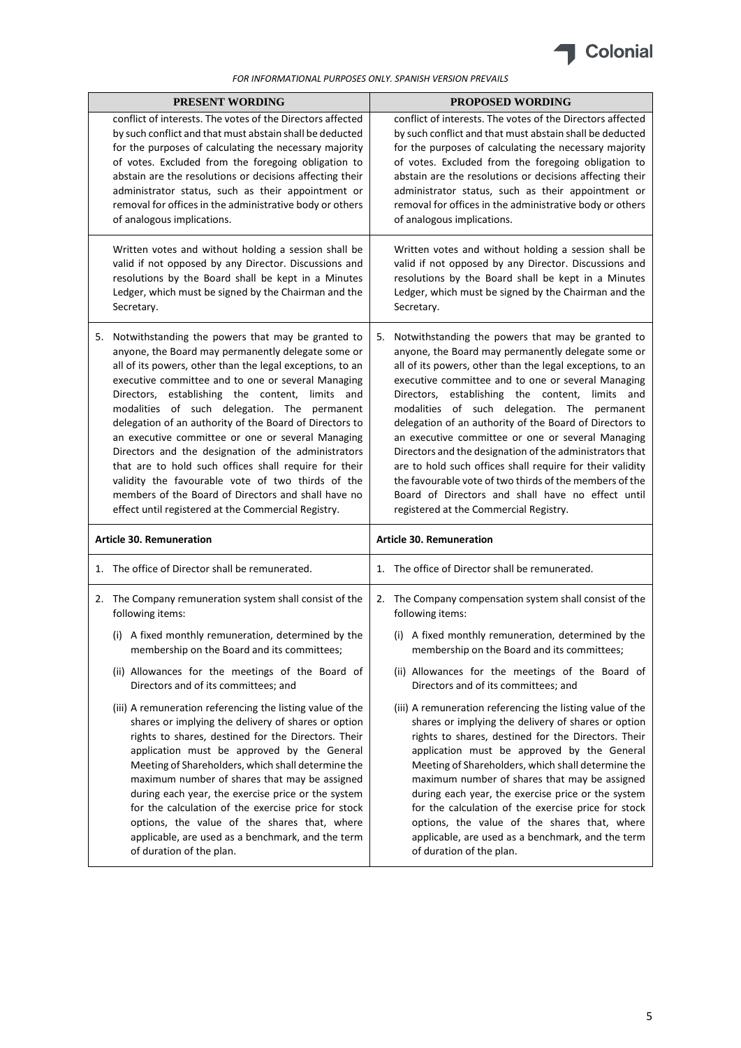FOR INFORMATIONAL PURPOSES ONLY. SPANISH VERSION PREVAILS

| PRESENT WORDING | PROPOSED WORDING |
|---|---|
| conflict of interests. The votes of the Directors affected by such conflict and that must abstain shall be deducted for the purposes of calculating the necessary majority of votes. Excluded from the foregoing obligation to abstain are the resolutions or decisions affecting their administrator status, such as their appointment or removal for offices in the administrative body or others of analogous implications. | conflict of interests. The votes of the Directors affected by such conflict and that must abstain shall be deducted for the purposes of calculating the necessary majority of votes. Excluded from the foregoing obligation to abstain are the resolutions or decisions affecting their administrator status, such as their appointment or removal for offices in the administrative body or others of analogous implications. |
| Written votes and without holding a session shall be valid if not opposed by any Director. Discussions and resolutions by the Board shall be kept in a Minutes Ledger, which must be signed by the Chairman and the Secretary. | Written votes and without holding a session shall be valid if not opposed by any Director. Discussions and resolutions by the Board shall be kept in a Minutes Ledger, which must be signed by the Chairman and the Secretary. |
| 5. Notwithstanding the powers that may be granted to anyone, the Board may permanently delegate some or all of its powers, other than the legal exceptions, to an executive committee and to one or several Managing Directors, establishing the content, limits and modalities of such delegation. The permanent delegation of an authority of the Board of Directors to an executive committee or one or several Managing Directors and the designation of the administrators that are to hold such offices shall require for their validity the favourable vote of two thirds of the members of the Board of Directors and shall have no effect until registered at the Commercial Registry. | 5. Notwithstanding the powers that may be granted to anyone, the Board may permanently delegate some or all of its powers, other than the legal exceptions, to an executive committee and to one or several Managing Directors, establishing the content, limits and modalities of such delegation. The permanent delegation of an authority of the Board of Directors to an executive committee or one or several Managing Directors and the designation of the administrators that are to hold such offices shall require for their validity the favourable vote of two thirds of the members of the Board of Directors and shall have no effect until registered at the Commercial Registry. |
| **Article 30. Remuneration** | **Article 30. Remuneration** |
| 1. The office of Director shall be remunerated. | 1. The office of Director shall be remunerated. |
| 2. The Company remuneration system shall consist of the following items:<br><br>(i) A fixed monthly remuneration, determined by the membership on the Board and its committees;<br><br>(ii) Allowances for the meetings of the Board of Directors and of its committees; and<br><br>(iii) A remuneration referencing the listing value of the shares or implying the delivery of shares or option rights to shares, destined for the Directors. Their application must be approved by the General Meeting of Shareholders, which shall determine the maximum number of shares that may be assigned during each year, the exercise price or the system for the calculation of the exercise price for stock options, the value of the shares that, where applicable, are used as a benchmark, and the term of duration of the plan. | 2. The Company compensation system shall consist of the following items:<br><br>(i) A fixed monthly remuneration, determined by the membership on the Board and its committees;<br><br>(ii) Allowances for the meetings of the Board of Directors and of its committees; and<br><br>(iii) A remuneration referencing the listing value of the shares or implying the delivery of shares or option rights to shares, destined for the Directors. Their application must be approved by the General Meeting of Shareholders, which shall determine the maximum number of shares that may be assigned during each year, the exercise price or the system for the calculation of the exercise price for stock options, the value of the shares that, where applicable, are used as a benchmark, and the term of duration of the plan. |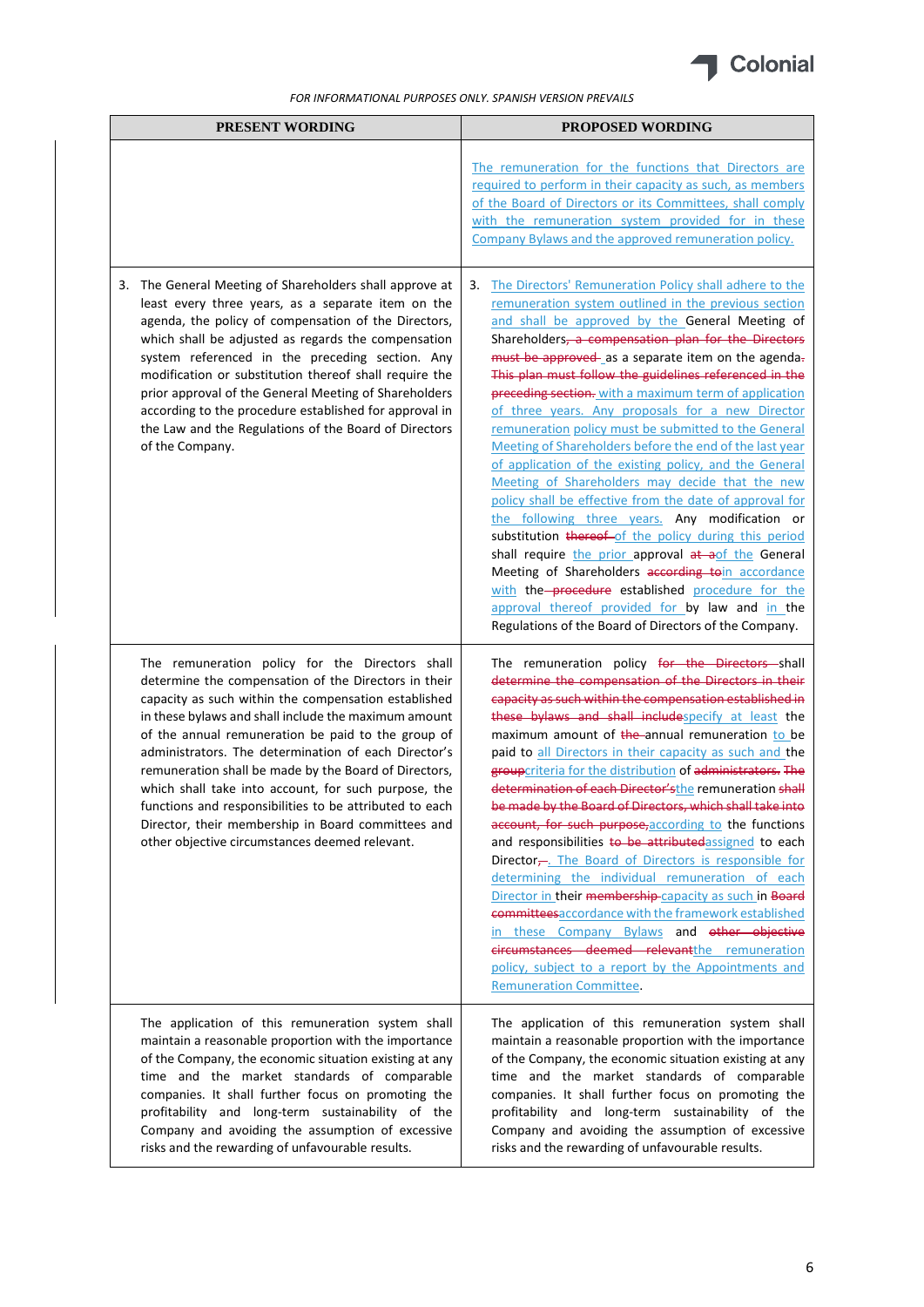| PRESENT WORDING | PROPOSED WORDING |
|---|---|
| | The remuneration for the functions that Directors are required to perform in their capacity as such, as members of the Board of Directors or its Committees, shall comply with the remuneration system provided for in these Company Bylaws and the approved remuneration policy. |
| 3. The General Meeting of Shareholders shall approve at least every three years, as a separate item on the agenda, the policy of compensation of the Directors, which shall be adjusted as regards the compensation system referenced in the preceding section. Any modification or substitution thereof shall require the prior approval of the General Meeting of Shareholders according to the procedure established for approval in the Law and the Regulations of the Board of Directors of the Company. | 3. The Directors' Remuneration Policy shall adhere to the remuneration system outlined in the previous section and shall be approved by the General Meeting of Shareholders~~, a compensation plan for the Directors must be approved~~ as a separate item on the agenda~~. This plan must follow the guidelines referenced in the preceding section.~~ with a maximum term of application of three years. Any proposals for a new Director remuneration policy must be submitted to the General Meeting of Shareholders before the end of the last year of application of the existing policy, and the General Meeting of Shareholders may decide that the new policy shall be effective from the date of approval for the following three years. Any modification or substitution ~~thereof~~ of the policy during this period shall require the prior approval ~~at a~~of the General Meeting of Shareholders ~~according to~~in accordance with the ~~procedure~~ established procedure for the approval thereof provided for by law and in the Regulations of the Board of Directors of the Company. |
| The remuneration policy for the Directors shall determine the compensation of the Directors in their capacity as such within the compensation established in these bylaws and shall include the maximum amount of the annual remuneration be paid to the group of administrators. The determination of each Director's remuneration shall be made by the Board of Directors, which shall take into account, for such purpose, the functions and responsibilities to be attributed to each Director, their membership in Board committees and other objective circumstances deemed relevant. | The remuneration policy ~~for the Directors~~ shall ~~determine the compensation of the Directors in their capacity as such within the compensation established in these bylaws and shall include~~specify at least the maximum amount of ~~the~~ annual remuneration to be paid to all Directors in their capacity as such and the ~~group~~criteria for the distribution of ~~administrators. The determination of each Director's~~the remuneration ~~shall be made by the Board of Directors, which shall take into account, for such purpose,~~according to the functions and responsibilities ~~to be attributed~~assigned to each Director~~,~~. The Board of Directors is responsible for determining the individual remuneration of each Director in their ~~membership~~ capacity as such in ~~Board committees~~accordance with the framework established in these Company Bylaws and ~~other objective circumstances deemed relevant~~the remuneration policy, subject to a report by the Appointments and Remuneration Committee. |
| The application of this remuneration system shall maintain a reasonable proportion with the importance of the Company, the economic situation existing at any time and the market standards of comparable companies. It shall further focus on promoting the profitability and long-term sustainability of the Company and avoiding the assumption of excessive risks and the rewarding of unfavourable results. | The application of this remuneration system shall maintain a reasonable proportion with the importance of the Company, the economic situation existing at any time and the market standards of comparable companies. It shall further focus on promoting the profitability and long-term sustainability of the Company and avoiding the assumption of excessive risks and the rewarding of unfavourable results. |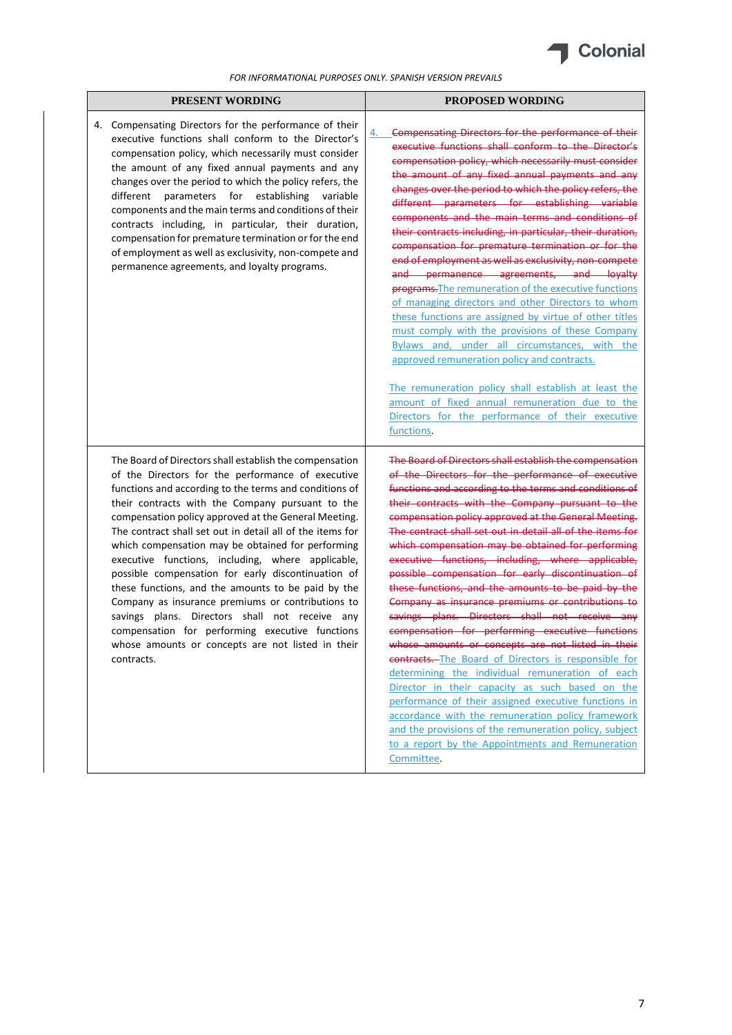*FOR INFORMATIONAL PURPOSES ONLY. SPANISH VERSION PREVAILS*

| PRESENT WORDING | PROPOSED WORDING |
|---|---|
| 4. Compensating Directors for the performance of their executive functions shall conform to the Director's compensation policy, which necessarily must consider the amount of any fixed annual payments and any changes over the period to which the policy refers, the different parameters for establishing variable components and the main terms and conditions of their contracts including, in particular, their duration, compensation for premature termination or for the end of employment as well as exclusivity, non-compete and permanence agreements, and loyalty programs. | 4. ~~Compensating Directors for the performance of their executive functions shall conform to the Director's compensation policy, which necessarily must consider the amount of any fixed annual payments and any changes over the period to which the policy refers, the different parameters for establishing variable components and the main terms and conditions of their contracts including, in particular, their duration, compensation for premature termination or for the end of employment as well as exclusivity, non-compete and permanence agreements, and loyalty programs.~~The remuneration of the executive functions of managing directors and other Directors to whom these functions are assigned by virtue of other titles must comply with the provisions of these Company Bylaws and, under all circumstances, with the approved remuneration policy and contracts.<br><br>The remuneration policy shall establish at least the amount of fixed annual remuneration due to the Directors for the performance of their executive functions. |
| The Board of Directors shall establish the compensation of the Directors for the performance of executive functions and according to the terms and conditions of their contracts with the Company pursuant to the compensation policy approved at the General Meeting. The contract shall set out in detail all of the items for which compensation may be obtained for performing executive functions, including, where applicable, possible compensation for early discontinuation of these functions, and the amounts to be paid by the Company as insurance premiums or contributions to savings plans. Directors shall not receive any compensation for performing executive functions whose amounts or concepts are not listed in their contracts. | ~~The Board of Directors shall establish the compensation of the Directors for the performance of executive functions and according to the terms and conditions of their contracts with the Company pursuant to the compensation policy approved at the General Meeting. The contract shall set out in detail all of the items for which compensation may be obtained for performing executive functions, including, where applicable, possible compensation for early discontinuation of these functions, and the amounts to be paid by the Company as insurance premiums or contributions to savings plans. Directors shall not receive any compensation for performing executive functions whose amounts or concepts are not listed in their contracts.~~ The Board of Directors is responsible for determining the individual remuneration of each Director in their capacity as such based on the performance of their assigned executive functions in accordance with the remuneration policy framework and the provisions of the remuneration policy, subject to a report by the Appointments and Remuneration Committee. |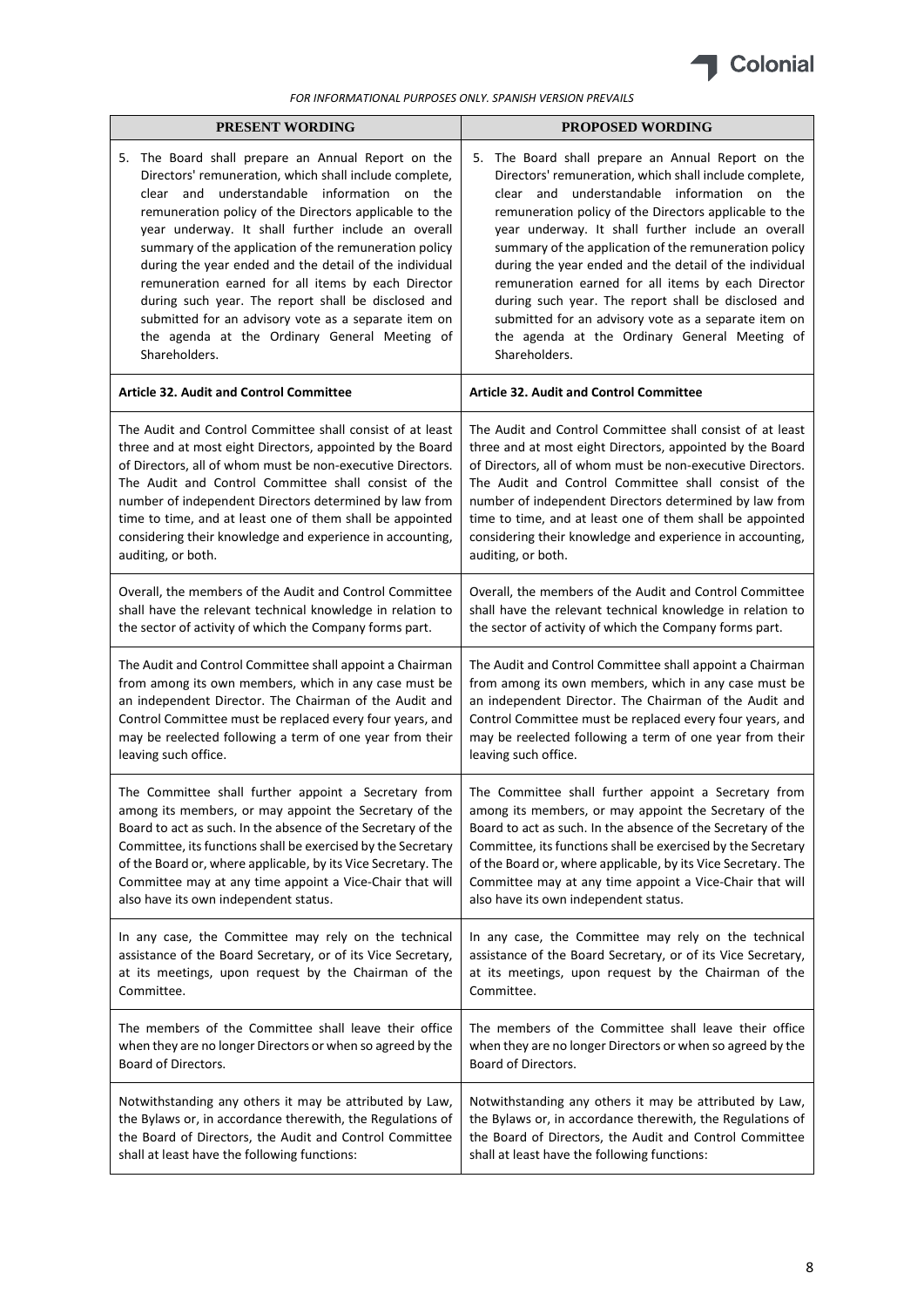*FOR INFORMATIONAL PURPOSES ONLY. SPANISH VERSION PREVAILS*

| PRESENT WORDING | PROPOSED WORDING |
|---|---|
| 5. The Board shall prepare an Annual Report on the Directors' remuneration, which shall include complete, clear and understandable information on the remuneration policy of the Directors applicable to the year underway. It shall further include an overall summary of the application of the remuneration policy during the year ended and the detail of the individual remuneration earned for all items by each Director during such year. The report shall be disclosed and submitted for an advisory vote as a separate item on the agenda at the Ordinary General Meeting of Shareholders. | 5. The Board shall prepare an Annual Report on the Directors' remuneration, which shall include complete, clear and understandable information on the remuneration policy of the Directors applicable to the year underway. It shall further include an overall summary of the application of the remuneration policy during the year ended and the detail of the individual remuneration earned for all items by each Director during such year. The report shall be disclosed and submitted for an advisory vote as a separate item on the agenda at the Ordinary General Meeting of Shareholders. |
| **Article 32. Audit and Control Committee** | **Article 32. Audit and Control Committee** |
| The Audit and Control Committee shall consist of at least three and at most eight Directors, appointed by the Board of Directors, all of whom must be non-executive Directors. The Audit and Control Committee shall consist of the number of independent Directors determined by law from time to time, and at least one of them shall be appointed considering their knowledge and experience in accounting, auditing, or both. | The Audit and Control Committee shall consist of at least three and at most eight Directors, appointed by the Board of Directors, all of whom must be non-executive Directors. The Audit and Control Committee shall consist of the number of independent Directors determined by law from time to time, and at least one of them shall be appointed considering their knowledge and experience in accounting, auditing, or both. |
| Overall, the members of the Audit and Control Committee shall have the relevant technical knowledge in relation to the sector of activity of which the Company forms part. | Overall, the members of the Audit and Control Committee shall have the relevant technical knowledge in relation to the sector of activity of which the Company forms part. |
| The Audit and Control Committee shall appoint a Chairman from among its own members, which in any case must be an independent Director. The Chairman of the Audit and Control Committee must be replaced every four years, and may be reelected following a term of one year from their leaving such office. | The Audit and Control Committee shall appoint a Chairman from among its own members, which in any case must be an independent Director. The Chairman of the Audit and Control Committee must be replaced every four years, and may be reelected following a term of one year from their leaving such office. |
| The Committee shall further appoint a Secretary from among its members, or may appoint the Secretary of the Board to act as such. In the absence of the Secretary of the Committee, its functions shall be exercised by the Secretary of the Board or, where applicable, by its Vice Secretary. The Committee may at any time appoint a Vice-Chair that will also have its own independent status. | The Committee shall further appoint a Secretary from among its members, or may appoint the Secretary of the Board to act as such. In the absence of the Secretary of the Committee, its functions shall be exercised by the Secretary of the Board or, where applicable, by its Vice Secretary. The Committee may at any time appoint a Vice-Chair that will also have its own independent status. |
| In any case, the Committee may rely on the technical assistance of the Board Secretary, or of its Vice Secretary, at its meetings, upon request by the Chairman of the Committee. | In any case, the Committee may rely on the technical assistance of the Board Secretary, or of its Vice Secretary, at its meetings, upon request by the Chairman of the Committee. |
| The members of the Committee shall leave their office when they are no longer Directors or when so agreed by the Board of Directors. | The members of the Committee shall leave their office when they are no longer Directors or when so agreed by the Board of Directors. |
| Notwithstanding any others it may be attributed by Law, the Bylaws or, in accordance therewith, the Regulations of the Board of Directors, the Audit and Control Committee shall at least have the following functions: | Notwithstanding any others it may be attributed by Law, the Bylaws or, in accordance therewith, the Regulations of the Board of Directors, the Audit and Control Committee shall at least have the following functions: |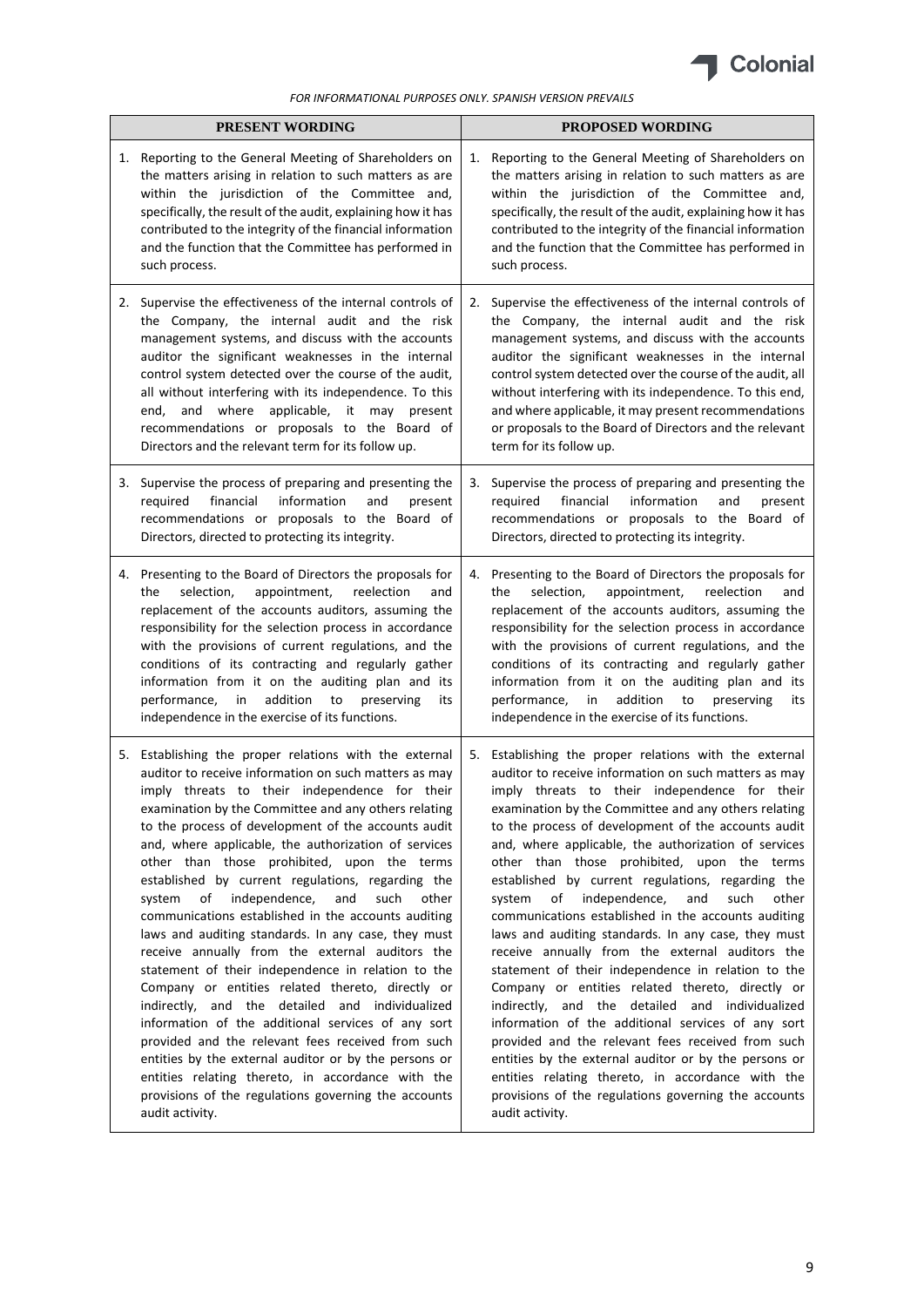*FOR INFORMATIONAL PURPOSES ONLY. SPANISH VERSION PREVAILS*

| PRESENT WORDING | PROPOSED WORDING |
|---|---|
| 1. Reporting to the General Meeting of Shareholders on the matters arising in relation to such matters as are within the jurisdiction of the Committee and, specifically, the result of the audit, explaining how it has contributed to the integrity of the financial information and the function that the Committee has performed in such process. | 1. Reporting to the General Meeting of Shareholders on the matters arising in relation to such matters as are within the jurisdiction of the Committee and, specifically, the result of the audit, explaining how it has contributed to the integrity of the financial information and the function that the Committee has performed in such process. |
| 2. Supervise the effectiveness of the internal controls of the Company, the internal audit and the risk management systems, and discuss with the accounts auditor the significant weaknesses in the internal control system detected over the course of the audit, all without interfering with its independence. To this end, and where applicable, it may present recommendations or proposals to the Board of Directors and the relevant term for its follow up. | 2. Supervise the effectiveness of the internal controls of the Company, the internal audit and the risk management systems, and discuss with the accounts auditor the significant weaknesses in the internal control system detected over the course of the audit, all without interfering with its independence. To this end, and where applicable, it may present recommendations or proposals to the Board of Directors and the relevant term for its follow up. |
| 3. Supervise the process of preparing and presenting the required financial information and present recommendations or proposals to the Board of Directors, directed to protecting its integrity. | 3. Supervise the process of preparing and presenting the required financial information and present recommendations or proposals to the Board of Directors, directed to protecting its integrity. |
| 4. Presenting to the Board of Directors the proposals for the selection, appointment, reelection and replacement of the accounts auditors, assuming the responsibility for the selection process in accordance with the provisions of current regulations, and the conditions of its contracting and regularly gather information from it on the auditing plan and its performance, in addition to preserving its independence in the exercise of its functions. | 4. Presenting to the Board of Directors the proposals for the selection, appointment, reelection and replacement of the accounts auditors, assuming the responsibility for the selection process in accordance with the provisions of current regulations, and the conditions of its contracting and regularly gather information from it on the auditing plan and its performance, in addition to preserving its independence in the exercise of its functions. |
| 5. Establishing the proper relations with the external auditor to receive information on such matters as may imply threats to their independence for their examination by the Committee and any others relating to the process of development of the accounts audit and, where applicable, the authorization of services other than those prohibited, upon the terms established by current regulations, regarding the system of independence, and such other communications established in the accounts auditing laws and auditing standards. In any case, they must receive annually from the external auditors the statement of their independence in relation to the Company or entities related thereto, directly or indirectly, and the detailed and individualized information of the additional services of any sort provided and the relevant fees received from such entities by the external auditor or by the persons or entities relating thereto, in accordance with the provisions of the regulations governing the accounts audit activity. | 5. Establishing the proper relations with the external auditor to receive information on such matters as may imply threats to their independence for their examination by the Committee and any others relating to the process of development of the accounts audit and, where applicable, the authorization of services other than those prohibited, upon the terms established by current regulations, regarding the system of independence, and such other communications established in the accounts auditing laws and auditing standards. In any case, they must receive annually from the external auditors the statement of their independence in relation to the Company or entities related thereto, directly or indirectly, and the detailed and individualized information of the additional services of any sort provided and the relevant fees received from such entities by the external auditor or by the persons or entities relating thereto, in accordance with the provisions of the regulations governing the accounts audit activity. |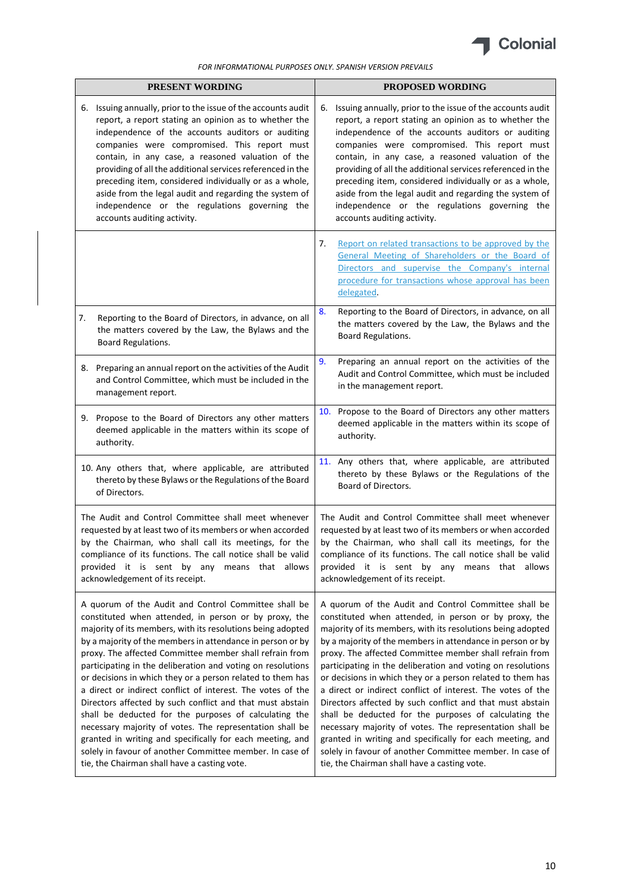*FOR INFORMATIONAL PURPOSES ONLY. SPANISH VERSION PREVAILS*

| PRESENT WORDING | PROPOSED WORDING |
|---|---|
| 6. Issuing annually, prior to the issue of the accounts audit report, a report stating an opinion as to whether the independence of the accounts auditors or auditing companies were compromised. This report must contain, in any case, a reasoned valuation of the providing of all the additional services referenced in the preceding item, considered individually or as a whole, aside from the legal audit and regarding the system of independence or the regulations governing the accounts auditing activity. | 6. Issuing annually, prior to the issue of the accounts audit report, a report stating an opinion as to whether the independence of the accounts auditors or auditing companies were compromised. This report must contain, in any case, a reasoned valuation of the providing of all the additional services referenced in the preceding item, considered individually or as a whole, aside from the legal audit and regarding the system of independence or the regulations governing the accounts auditing activity. |
| | 7. Report on related transactions to be approved by the General Meeting of Shareholders or the Board of Directors and supervise the Company's internal procedure for transactions whose approval has been delegated. |
| 7. Reporting to the Board of Directors, in advance, on all the matters covered by the Law, the Bylaws and the Board Regulations. | 8. Reporting to the Board of Directors, in advance, on all the matters covered by the Law, the Bylaws and the Board Regulations. |
| 8. Preparing an annual report on the activities of the Audit and Control Committee, which must be included in the management report. | 9. Preparing an annual report on the activities of the Audit and Control Committee, which must be included in the management report. |
| 9. Propose to the Board of Directors any other matters deemed applicable in the matters within its scope of authority. | 10. Propose to the Board of Directors any other matters deemed applicable in the matters within its scope of authority. |
| 10. Any others that, where applicable, are attributed thereto by these Bylaws or the Regulations of the Board of Directors. | 11. Any others that, where applicable, are attributed thereto by these Bylaws or the Regulations of the Board of Directors. |
| The Audit and Control Committee shall meet whenever requested by at least two of its members or when accorded by the Chairman, who shall call its meetings, for the compliance of its functions. The call notice shall be valid provided it is sent by any means that allows acknowledgement of its receipt. | The Audit and Control Committee shall meet whenever requested by at least two of its members or when accorded by the Chairman, who shall call its meetings, for the compliance of its functions. The call notice shall be valid provided it is sent by any means that allows acknowledgement of its receipt. |
| A quorum of the Audit and Control Committee shall be constituted when attended, in person or by proxy, the majority of its members, with its resolutions being adopted by a majority of the members in attendance in person or by proxy. The affected Committee member shall refrain from participating in the deliberation and voting on resolutions or decisions in which they or a person related to them has a direct or indirect conflict of interest. The votes of the Directors affected by such conflict and that must abstain shall be deducted for the purposes of calculating the necessary majority of votes. The representation shall be granted in writing and specifically for each meeting, and solely in favour of another Committee member. In case of tie, the Chairman shall have a casting vote. | A quorum of the Audit and Control Committee shall be constituted when attended, in person or by proxy, the majority of its members, with its resolutions being adopted by a majority of the members in attendance in person or by proxy. The affected Committee member shall refrain from participating in the deliberation and voting on resolutions or decisions in which they or a person related to them has a direct or indirect conflict of interest. The votes of the Directors affected by such conflict and that must abstain shall be deducted for the purposes of calculating the necessary majority of votes. The representation shall be granted in writing and specifically for each meeting, and solely in favour of another Committee member. In case of tie, the Chairman shall have a casting vote. |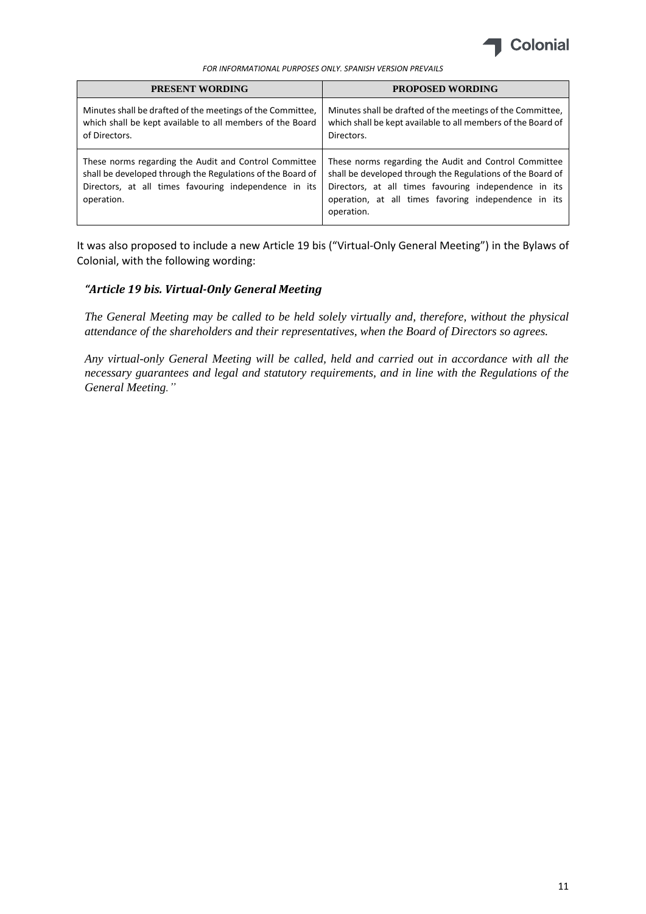| PRESENT WORDING | PROPOSED WORDING |
|---|---|
| Minutes shall be drafted of the meetings of the Committee, which shall be kept available to all members of the Board of Directors. | Minutes shall be drafted of the meetings of the Committee, which shall be kept available to all members of the Board of Directors. |
| These norms regarding the Audit and Control Committee shall be developed through the Regulations of the Board of Directors, at all times favouring independence in its operation. | These norms regarding the Audit and Control Committee shall be developed through the Regulations of the Board of Directors, at all times favouring independence in its operation, at all times favoring independence in its operation. |

It was also proposed to include a new Article 19 bis ("Virtual-Only General Meeting") in the Bylaws of Colonial, with the following wording:

***"Article 19 bis. Virtual-Only General Meeting***

*The General Meeting may be called to be held solely virtually and, therefore, without the physical attendance of the shareholders and their representatives, when the Board of Directors so agrees.*

*Any virtual-only General Meeting will be called, held and carried out in accordance with all the necessary guarantees and legal and statutory requirements, and in line with the Regulations of the General Meeting."*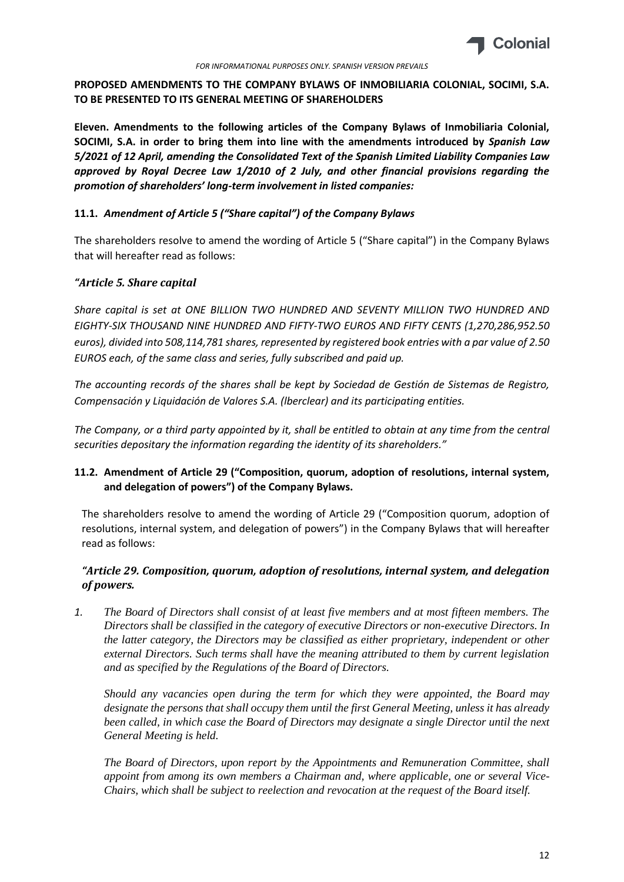*FOR INFORMATIONAL PURPOSES ONLY. SPANISH VERSION PREVAILS*

**PROPOSED AMENDMENTS TO THE COMPANY BYLAWS OF INMOBILIARIA COLONIAL, SOCIMI, S.A. TO BE PRESENTED TO ITS GENERAL MEETING OF SHAREHOLDERS**

**Eleven. Amendments to the following articles of the Company Bylaws of Inmobiliaria Colonial, SOCIMI, S.A. in order to bring them into line with the amendments introduced by *Spanish Law 5/2021 of 12 April, amending the Consolidated Text of the Spanish Limited Liability Companies Law approved by Royal Decree Law 1/2010 of 2 July, and other financial provisions regarding the promotion of shareholders' long-term involvement in listed companies:***

### 11.1. *Amendment of Article 5 ("Share capital") of the Company Bylaws*

The shareholders resolve to amend the wording of Article 5 ("Share capital") in the Company Bylaws that will hereafter read as follows:

***"Article 5. Share capital***

*Share capital is set at ONE BILLION TWO HUNDRED AND SEVENTY MILLION TWO HUNDRED AND EIGHTY-SIX THOUSAND NINE HUNDRED AND FIFTY-TWO EUROS AND FIFTY CENTS (1,270,286,952.50 euros), divided into 508,114,781 shares, represented by registered book entries with a par value of 2.50 EUROS each, of the same class and series, fully subscribed and paid up.*

*The accounting records of the shares shall be kept by Sociedad de Gestión de Sistemas de Registro, Compensación y Liquidación de Valores S.A. (Iberclear) and its participating entities.*

*The Company, or a third party appointed by it, shall be entitled to obtain at any time from the central securities depositary the information regarding the identity of its shareholders."*

### 11.2. Amendment of Article 29 ("Composition, quorum, adoption of resolutions, internal system, and delegation of powers") of the Company Bylaws.

The shareholders resolve to amend the wording of Article 29 ("Composition quorum, adoption of resolutions, internal system, and delegation of powers") in the Company Bylaws that will hereafter read as follows:

***"Article 29. Composition, quorum, adoption of resolutions, internal system, and delegation of powers.***

1. *The Board of Directors shall consist of at least five members and at most fifteen members. The Directors shall be classified in the category of executive Directors or non-executive Directors. In the latter category, the Directors may be classified as either proprietary, independent or other external Directors. Such terms shall have the meaning attributed to them by current legislation and as specified by the Regulations of the Board of Directors.*

   *Should any vacancies open during the term for which they were appointed, the Board may designate the persons that shall occupy them until the first General Meeting, unless it has already been called, in which case the Board of Directors may designate a single Director until the next General Meeting is held.*

   *The Board of Directors, upon report by the Appointments and Remuneration Committee, shall appoint from among its own members a Chairman and, where applicable, one or several Vice-Chairs, which shall be subject to reelection and revocation at the request of the Board itself.*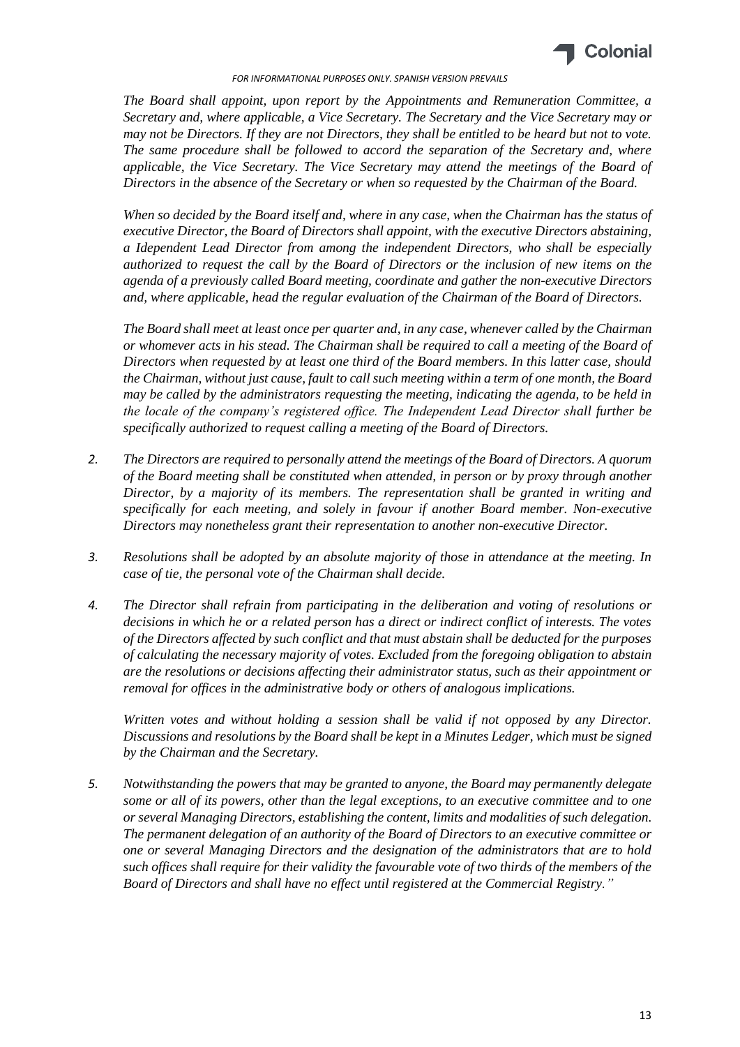*The Board shall appoint, upon report by the Appointments and Remuneration Committee, a Secretary and, where applicable, a Vice Secretary. The Secretary and the Vice Secretary may or may not be Directors. If they are not Directors, they shall be entitled to be heard but not to vote. The same procedure shall be followed to accord the separation of the Secretary and, where applicable, the Vice Secretary. The Vice Secretary may attend the meetings of the Board of Directors in the absence of the Secretary or when so requested by the Chairman of the Board.*

*When so decided by the Board itself and, where in any case, when the Chairman has the status of executive Director, the Board of Directors shall appoint, with the executive Directors abstaining, a Idependent Lead Director from among the independent Directors, who shall be especially authorized to request the call by the Board of Directors or the inclusion of new items on the agenda of a previously called Board meeting, coordinate and gather the non-executive Directors and, where applicable, head the regular evaluation of the Chairman of the Board of Directors.*

*The Board shall meet at least once per quarter and, in any case, whenever called by the Chairman or whomever acts in his stead. The Chairman shall be required to call a meeting of the Board of Directors when requested by at least one third of the Board members. In this latter case, should the Chairman, without just cause, fault to call such meeting within a term of one month, the Board may be called by the administrators requesting the meeting, indicating the agenda, to be held in the locale of the company's registered office. The Independent Lead Director shall further be specifically authorized to request calling a meeting of the Board of Directors.*

2. *The Directors are required to personally attend the meetings of the Board of Directors. A quorum of the Board meeting shall be constituted when attended, in person or by proxy through another Director, by a majority of its members. The representation shall be granted in writing and specifically for each meeting, and solely in favour if another Board member. Non-executive Directors may nonetheless grant their representation to another non-executive Director.*

3. *Resolutions shall be adopted by an absolute majority of those in attendance at the meeting. In case of tie, the personal vote of the Chairman shall decide.*

4. *The Director shall refrain from participating in the deliberation and voting of resolutions or decisions in which he or a related person has a direct or indirect conflict of interests. The votes of the Directors affected by such conflict and that must abstain shall be deducted for the purposes of calculating the necessary majority of votes. Excluded from the foregoing obligation to abstain are the resolutions or decisions affecting their administrator status, such as their appointment or removal for offices in the administrative body or others of analogous implications.*

   *Written votes and without holding a session shall be valid if not opposed by any Director. Discussions and resolutions by the Board shall be kept in a Minutes Ledger, which must be signed by the Chairman and the Secretary.*

5. *Notwithstanding the powers that may be granted to anyone, the Board may permanently delegate some or all of its powers, other than the legal exceptions, to an executive committee and to one or several Managing Directors, establishing the content, limits and modalities of such delegation. The permanent delegation of an authority of the Board of Directors to an executive committee or one or several Managing Directors and the designation of the administrators that are to hold such offices shall require for their validity the favourable vote of two thirds of the members of the Board of Directors and shall have no effect until registered at the Commercial Registry."*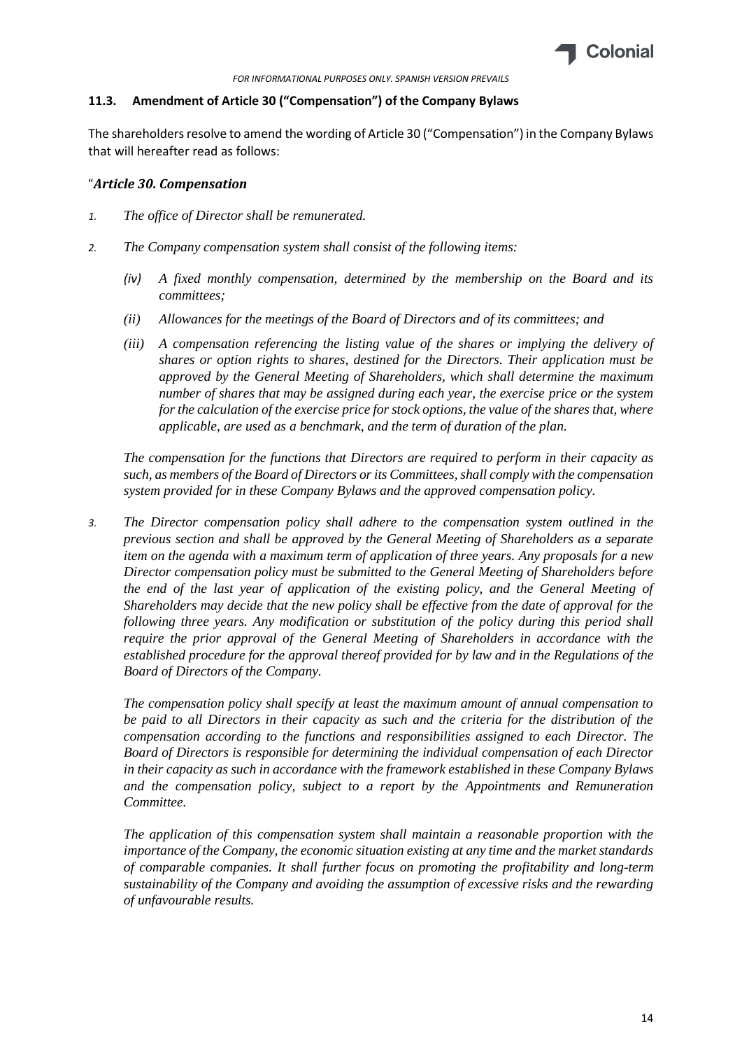### 11.3. Amendment of Article 30 ("Compensation") of the Company Bylaws

The shareholders resolve to amend the wording of Article 30 ("Compensation") in the Company Bylaws that will hereafter read as follows:

"***Article 30. Compensation***

*1. The office of Director shall be remunerated.*

*2. The Company compensation system shall consist of the following items:*

*(iv) A fixed monthly compensation, determined by the membership on the Board and its committees;*

*(ii) Allowances for the meetings of the Board of Directors and of its committees; and*

*(iii) A compensation referencing the listing value of the shares or implying the delivery of shares or option rights to shares, destined for the Directors. Their application must be approved by the General Meeting of Shareholders, which shall determine the maximum number of shares that may be assigned during each year, the exercise price or the system for the calculation of the exercise price for stock options, the value of the shares that, where applicable, are used as a benchmark, and the term of duration of the plan.*

*The compensation for the functions that Directors are required to perform in their capacity as such, as members of the Board of Directors or its Committees, shall comply with the compensation system provided for in these Company Bylaws and the approved compensation policy.*

*3. The Director compensation policy shall adhere to the compensation system outlined in the previous section and shall be approved by the General Meeting of Shareholders as a separate item on the agenda with a maximum term of application of three years. Any proposals for a new Director compensation policy must be submitted to the General Meeting of Shareholders before the end of the last year of application of the existing policy, and the General Meeting of Shareholders may decide that the new policy shall be effective from the date of approval for the following three years. Any modification or substitution of the policy during this period shall require the prior approval of the General Meeting of Shareholders in accordance with the established procedure for the approval thereof provided for by law and in the Regulations of the Board of Directors of the Company.*

*The compensation policy shall specify at least the maximum amount of annual compensation to be paid to all Directors in their capacity as such and the criteria for the distribution of the compensation according to the functions and responsibilities assigned to each Director. The Board of Directors is responsible for determining the individual compensation of each Director in their capacity as such in accordance with the framework established in these Company Bylaws and the compensation policy, subject to a report by the Appointments and Remuneration Committee.*

*The application of this compensation system shall maintain a reasonable proportion with the importance of the Company, the economic situation existing at any time and the market standards of comparable companies. It shall further focus on promoting the profitability and long-term sustainability of the Company and avoiding the assumption of excessive risks and the rewarding of unfavourable results.*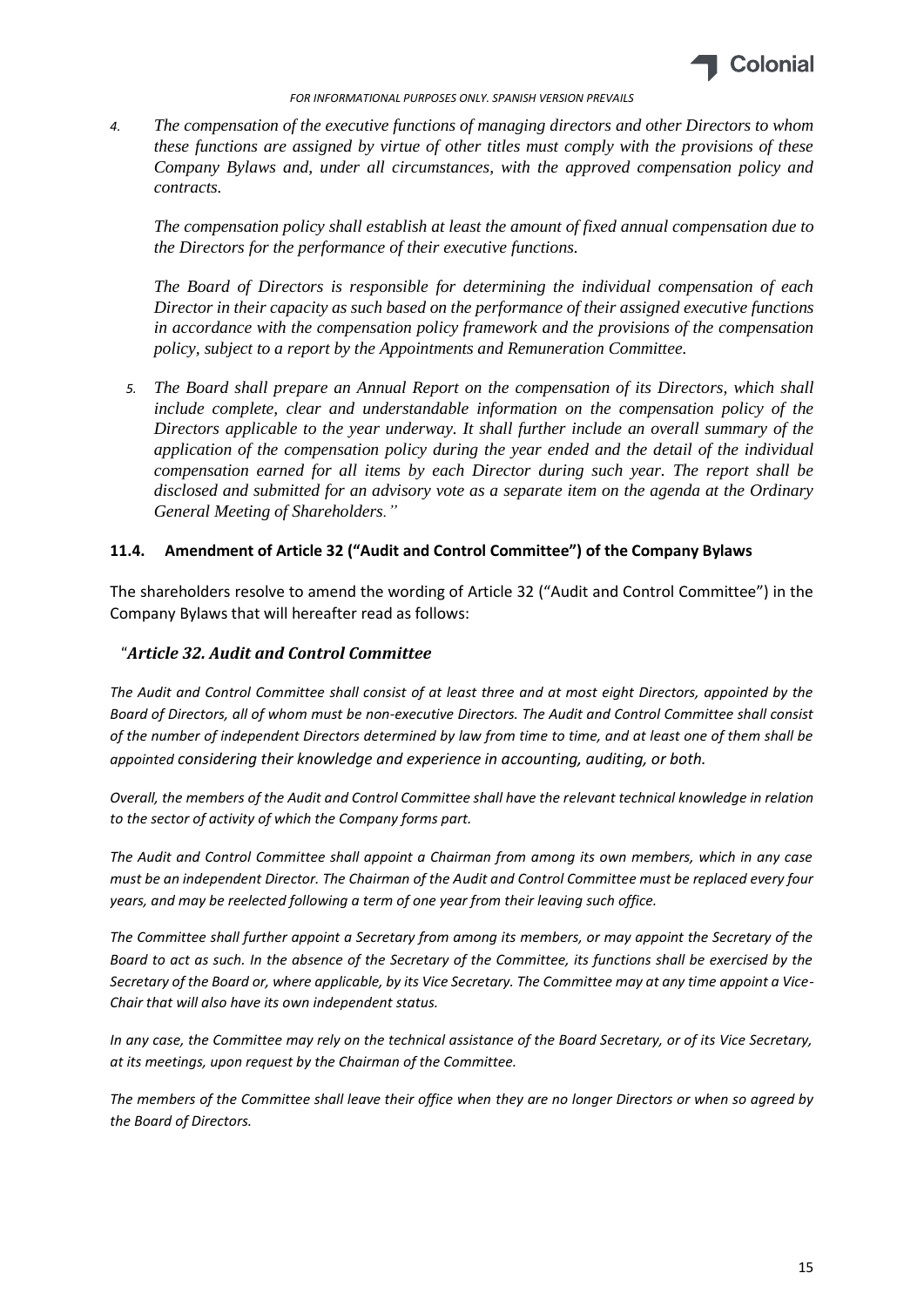4. *The compensation of the executive functions of managing directors and other Directors to whom these functions are assigned by virtue of other titles must comply with the provisions of these Company Bylaws and, under all circumstances, with the approved compensation policy and contracts.*

   *The compensation policy shall establish at least the amount of fixed annual compensation due to the Directors for the performance of their executive functions.*

   *The Board of Directors is responsible for determining the individual compensation of each Director in their capacity as such based on the performance of their assigned executive functions in accordance with the compensation policy framework and the provisions of the compensation policy, subject to a report by the Appointments and Remuneration Committee.*

5. *The Board shall prepare an Annual Report on the compensation of its Directors, which shall include complete, clear and understandable information on the compensation policy of the Directors applicable to the year underway. It shall further include an overall summary of the application of the compensation policy during the year ended and the detail of the individual compensation earned for all items by each Director during such year. The report shall be disclosed and submitted for an advisory vote as a separate item on the agenda at the Ordinary General Meeting of Shareholders."*

### 11.4. Amendment of Article 32 ("Audit and Control Committee") of the Company Bylaws

The shareholders resolve to amend the wording of Article 32 ("Audit and Control Committee") in the Company Bylaws that will hereafter read as follows:

"***Article 32. Audit and Control Committee***

*The Audit and Control Committee shall consist of at least three and at most eight Directors, appointed by the Board of Directors, all of whom must be non-executive Directors. The Audit and Control Committee shall consist of the number of independent Directors determined by law from time to time, and at least one of them shall be appointed considering their knowledge and experience in accounting, auditing, or both.*

*Overall, the members of the Audit and Control Committee shall have the relevant technical knowledge in relation to the sector of activity of which the Company forms part.*

*The Audit and Control Committee shall appoint a Chairman from among its own members, which in any case must be an independent Director. The Chairman of the Audit and Control Committee must be replaced every four years, and may be reelected following a term of one year from their leaving such office.*

*The Committee shall further appoint a Secretary from among its members, or may appoint the Secretary of the Board to act as such. In the absence of the Secretary of the Committee, its functions shall be exercised by the Secretary of the Board or, where applicable, by its Vice Secretary. The Committee may at any time appoint a Vice-Chair that will also have its own independent status.*

*In any case, the Committee may rely on the technical assistance of the Board Secretary, or of its Vice Secretary, at its meetings, upon request by the Chairman of the Committee.*

*The members of the Committee shall leave their office when they are no longer Directors or when so agreed by the Board of Directors.*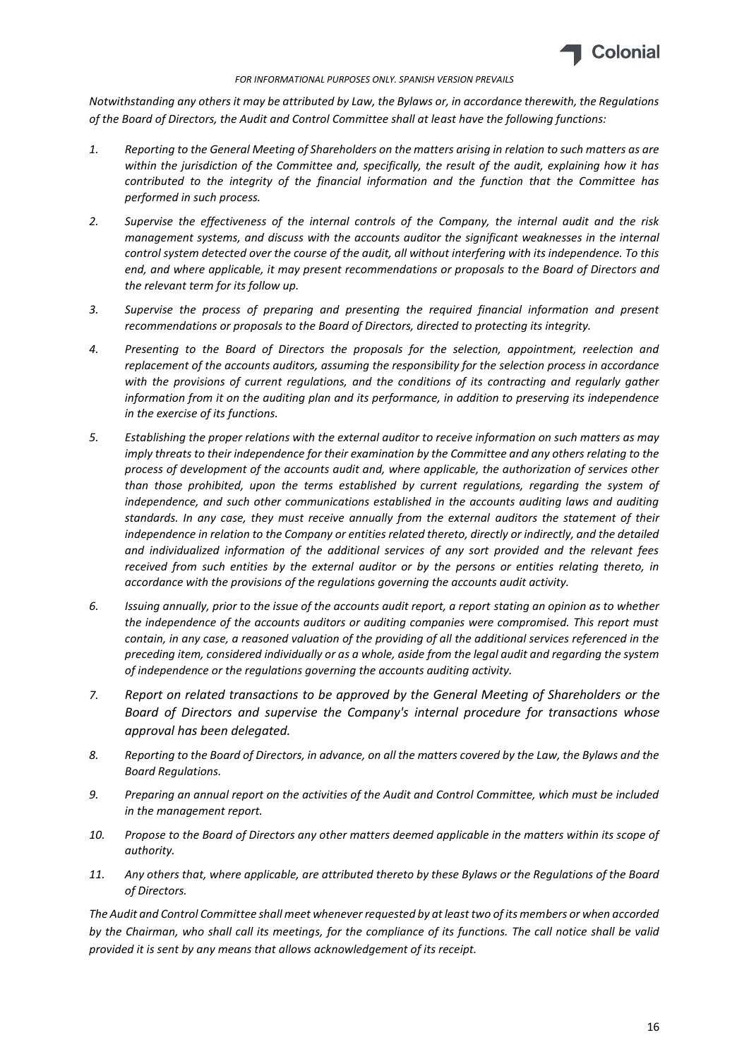*Notwithstanding any others it may be attributed by Law, the Bylaws or, in accordance therewith, the Regulations of the Board of Directors, the Audit and Control Committee shall at least have the following functions:*

1. *Reporting to the General Meeting of Shareholders on the matters arising in relation to such matters as are within the jurisdiction of the Committee and, specifically, the result of the audit, explaining how it has contributed to the integrity of the financial information and the function that the Committee has performed in such process.*

2. *Supervise the effectiveness of the internal controls of the Company, the internal audit and the risk management systems, and discuss with the accounts auditor the significant weaknesses in the internal control system detected over the course of the audit, all without interfering with its independence. To this end, and where applicable, it may present recommendations or proposals to the Board of Directors and the relevant term for its follow up.*

3. *Supervise the process of preparing and presenting the required financial information and present recommendations or proposals to the Board of Directors, directed to protecting its integrity.*

4. *Presenting to the Board of Directors the proposals for the selection, appointment, reelection and replacement of the accounts auditors, assuming the responsibility for the selection process in accordance with the provisions of current regulations, and the conditions of its contracting and regularly gather information from it on the auditing plan and its performance, in addition to preserving its independence in the exercise of its functions.*

5. *Establishing the proper relations with the external auditor to receive information on such matters as may imply threats to their independence for their examination by the Committee and any others relating to the process of development of the accounts audit and, where applicable, the authorization of services other than those prohibited, upon the terms established by current regulations, regarding the system of independence, and such other communications established in the accounts auditing laws and auditing standards. In any case, they must receive annually from the external auditors the statement of their independence in relation to the Company or entities related thereto, directly or indirectly, and the detailed and individualized information of the additional services of any sort provided and the relevant fees received from such entities by the external auditor or by the persons or entities relating thereto, in accordance with the provisions of the regulations governing the accounts audit activity.*

6. *Issuing annually, prior to the issue of the accounts audit report, a report stating an opinion as to whether the independence of the accounts auditors or auditing companies were compromised. This report must contain, in any case, a reasoned valuation of the providing of all the additional services referenced in the preceding item, considered individually or as a whole, aside from the legal audit and regarding the system of independence or the regulations governing the accounts auditing activity.*

7. *Report on related transactions to be approved by the General Meeting of Shareholders or the Board of Directors and supervise the Company's internal procedure for transactions whose approval has been delegated.*

8. *Reporting to the Board of Directors, in advance, on all the matters covered by the Law, the Bylaws and the Board Regulations.*

9. *Preparing an annual report on the activities of the Audit and Control Committee, which must be included in the management report.*

10. *Propose to the Board of Directors any other matters deemed applicable in the matters within its scope of authority.*

11. *Any others that, where applicable, are attributed thereto by these Bylaws or the Regulations of the Board of Directors.*

*The Audit and Control Committee shall meet whenever requested by at least two of its members or when accorded by the Chairman, who shall call its meetings, for the compliance of its functions. The call notice shall be valid provided it is sent by any means that allows acknowledgement of its receipt.*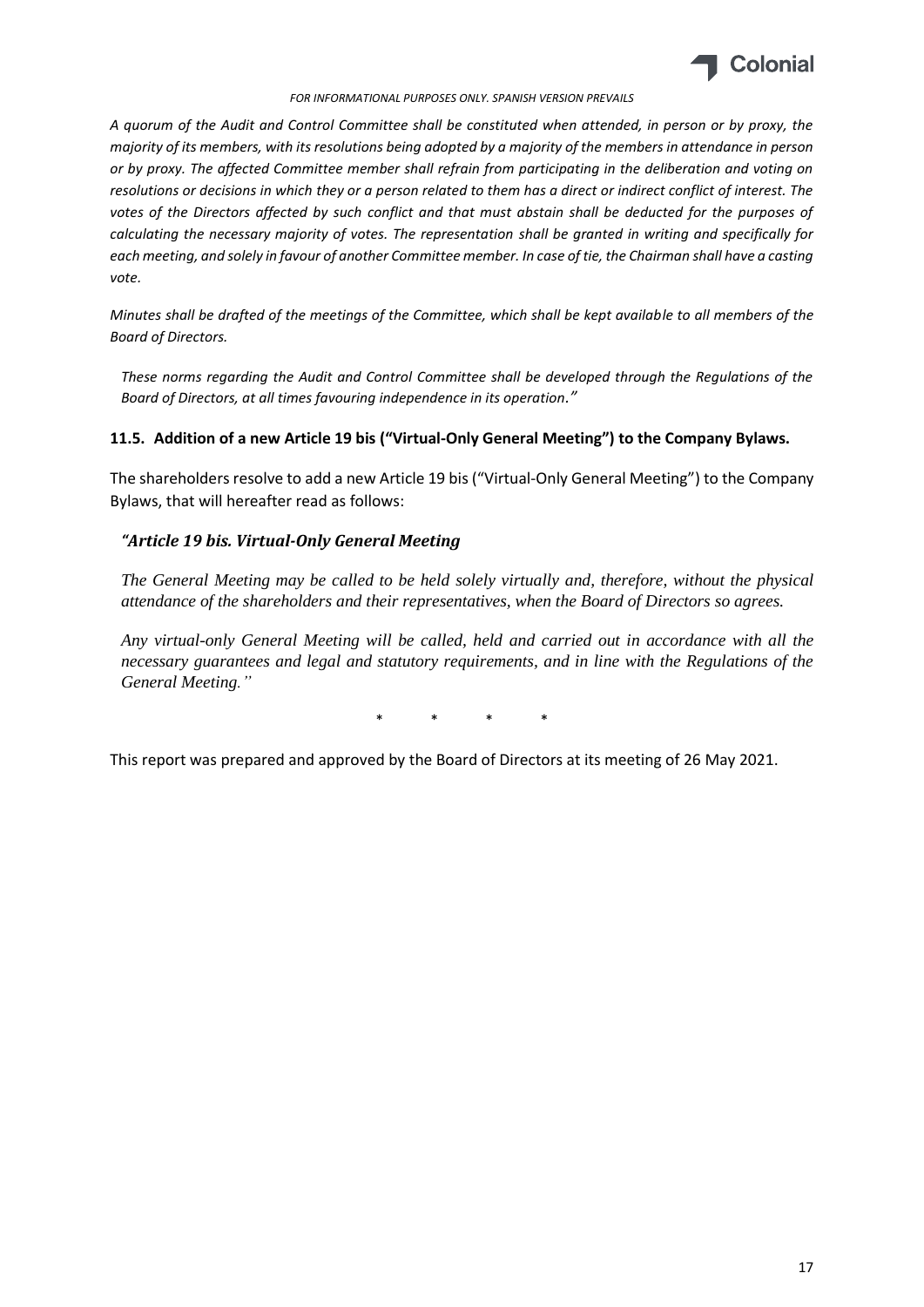*A quorum of the Audit and Control Committee shall be constituted when attended, in person or by proxy, the majority of its members, with its resolutions being adopted by a majority of the members in attendance in person or by proxy. The affected Committee member shall refrain from participating in the deliberation and voting on resolutions or decisions in which they or a person related to them has a direct or indirect conflict of interest. The votes of the Directors affected by such conflict and that must abstain shall be deducted for the purposes of calculating the necessary majority of votes. The representation shall be granted in writing and specifically for each meeting, and solely in favour of another Committee member. In case of tie, the Chairman shall have a casting vote.*

*Minutes shall be drafted of the meetings of the Committee, which shall be kept available to all members of the Board of Directors.*

*These norms regarding the Audit and Control Committee shall be developed through the Regulations of the Board of Directors, at all times favouring independence in its operation."*

### 11.5. Addition of a new Article 19 bis ("Virtual-Only General Meeting") to the Company Bylaws.

The shareholders resolve to add a new Article 19 bis ("Virtual-Only General Meeting") to the Company Bylaws, that will hereafter read as follows:

***"Article 19 bis. Virtual-Only General Meeting***

*The General Meeting may be called to be held solely virtually and, therefore, without the physical attendance of the shareholders and their representatives, when the Board of Directors so agrees.*

*Any virtual-only General Meeting will be called, held and carried out in accordance with all the necessary guarantees and legal and statutory requirements, and in line with the Regulations of the General Meeting."*

\* \* \* \*

This report was prepared and approved by the Board of Directors at its meeting of 26 May 2021.